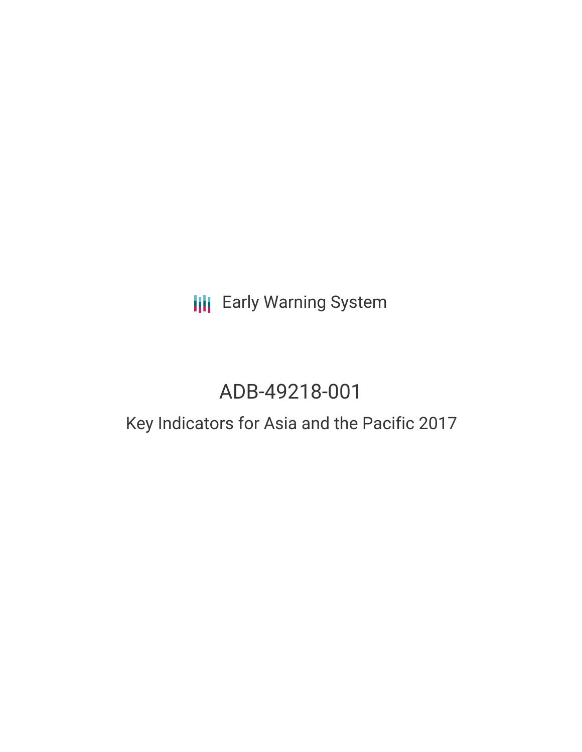Early Warning System

# ADB-49218-001

## Key Indicators for Asia and the Pacific 2017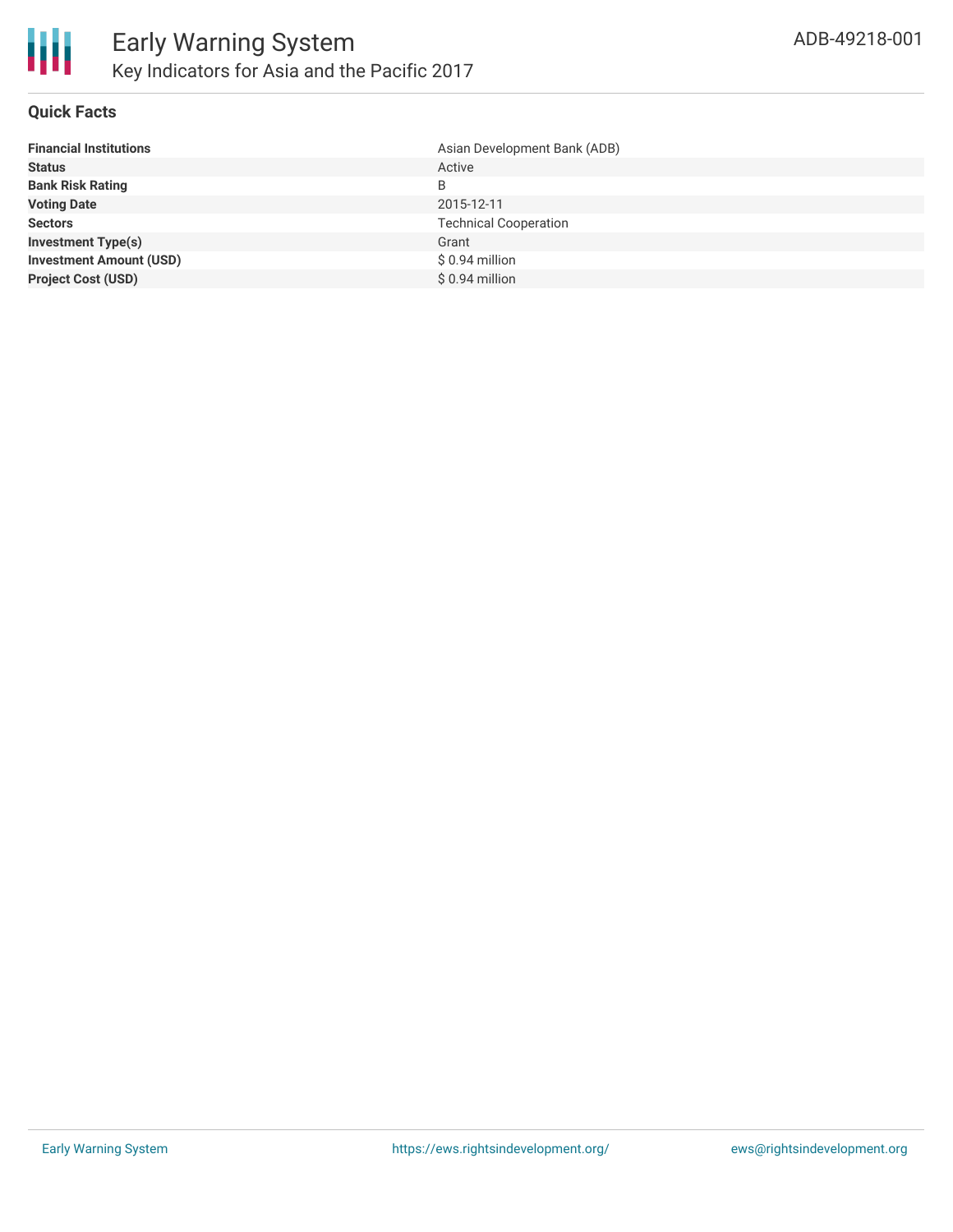# Early Warning System

## Key Indicators for Asia and the Pacific 2017

ADB-49218-001

### Quick Facts

| | |
|---|---|
| **Financial Institutions** | Asian Development Bank (ADB) |
| **Status** | Active |
| **Bank Risk Rating** | B |
| **Voting Date** | 2015-12-11 |
| **Sectors** | Technical Cooperation |
| **Investment Type(s)** | Grant |
| **Investment Amount (USD)** | $ 0.94 million |
| **Project Cost (USD)** | $ 0.94 million |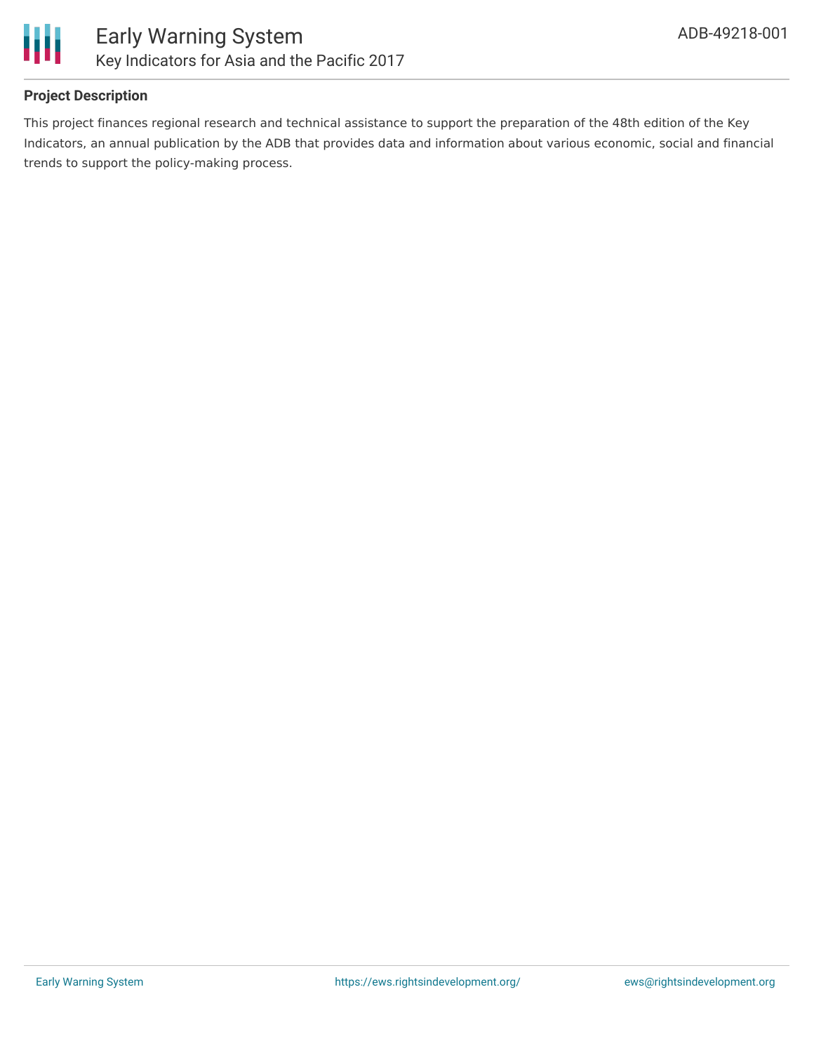### Project Description

This project finances regional research and technical assistance to support the preparation of the 48th edition of the Key Indicators, an annual publication by the ADB that provides data and information about various economic, social and financial trends to support the policy-making process.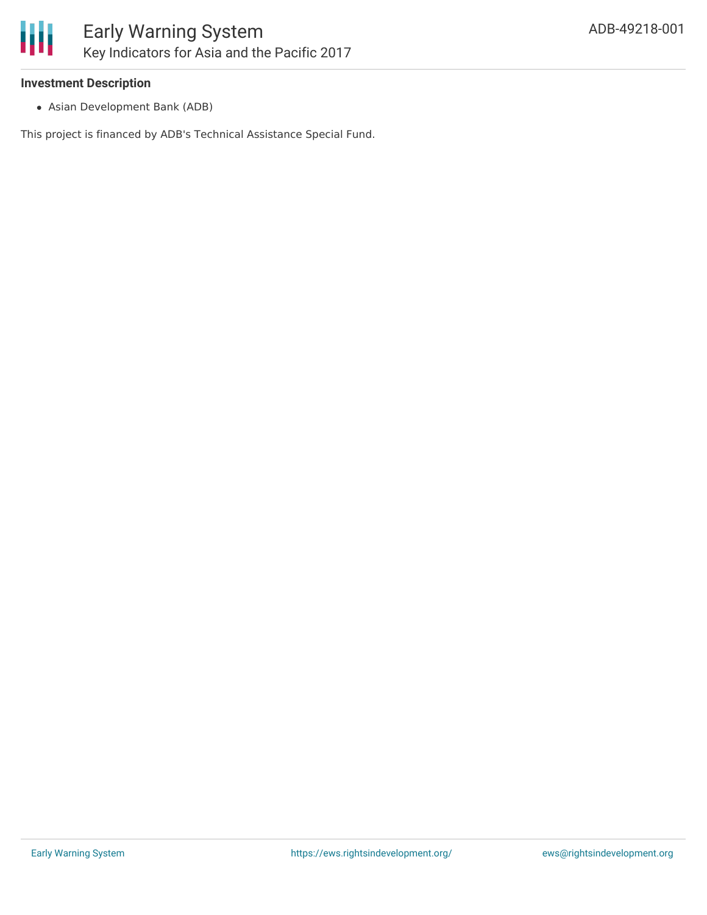### Investment Description

- Asian Development Bank (ADB)

This project is financed by ADB's Technical Assistance Special Fund.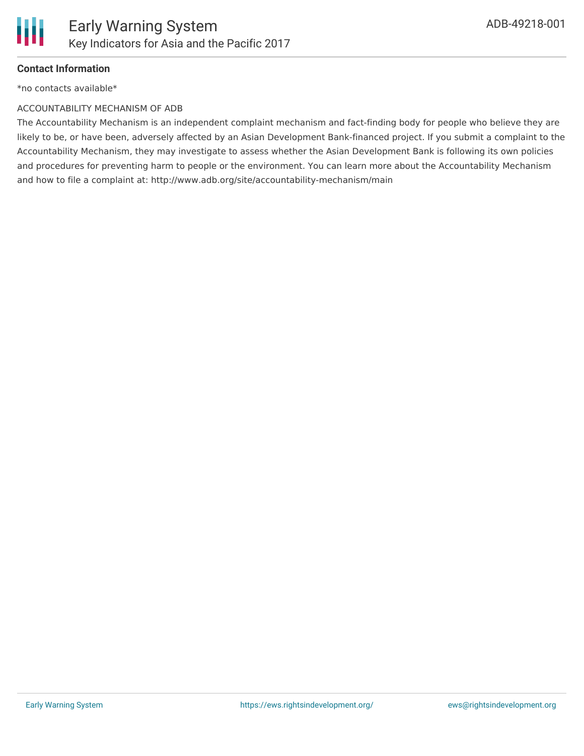**Contact Information**

*no contacts available*

ACCOUNTABILITY MECHANISM OF ADB

The Accountability Mechanism is an independent complaint mechanism and fact-finding body for people who believe they are likely to be, or have been, adversely affected by an Asian Development Bank-financed project. If you submit a complaint to the Accountability Mechanism, they may investigate to assess whether the Asian Development Bank is following its own policies and procedures for preventing harm to people or the environment. You can learn more about the Accountability Mechanism and how to file a complaint at: http://www.adb.org/site/accountability-mechanism/main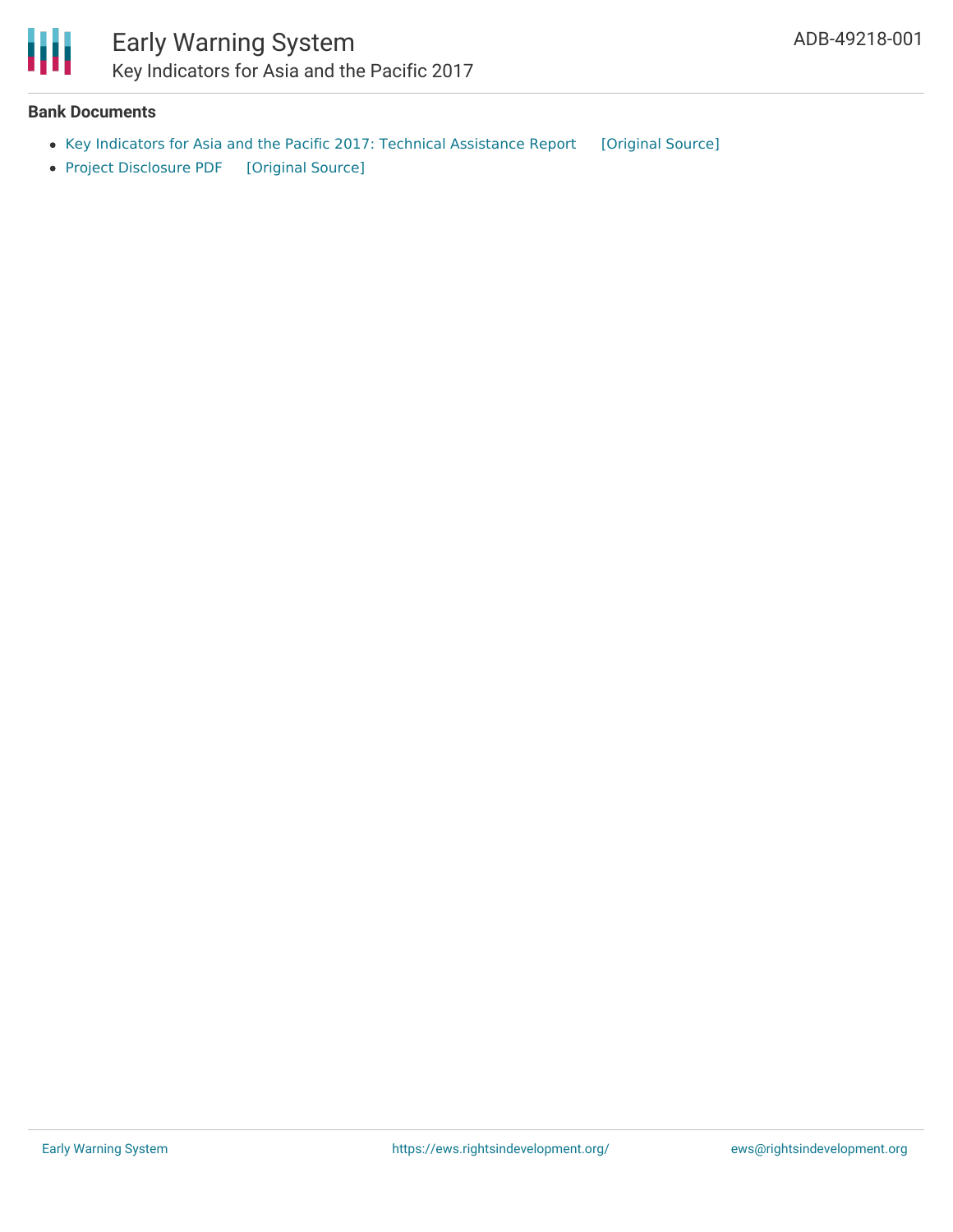**Bank Documents**

- Key Indicators for Asia and the Pacific 2017: Technical Assistance Report [Original Source]
- Project Disclosure PDF [Original Source]